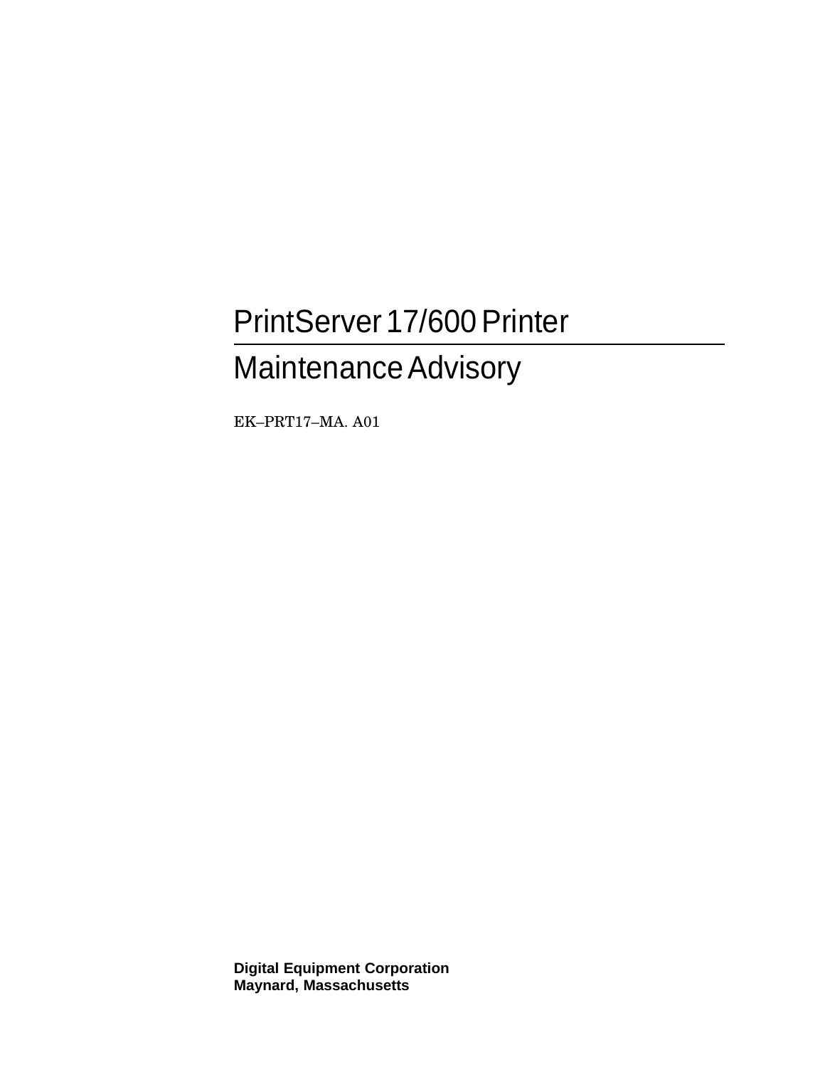# PrintServer 17/600 Printer

## Maintenance Advisory

EK–PRT17–MA. A01

**Digital Equipment Corporation**
**Maynard, Massachusetts**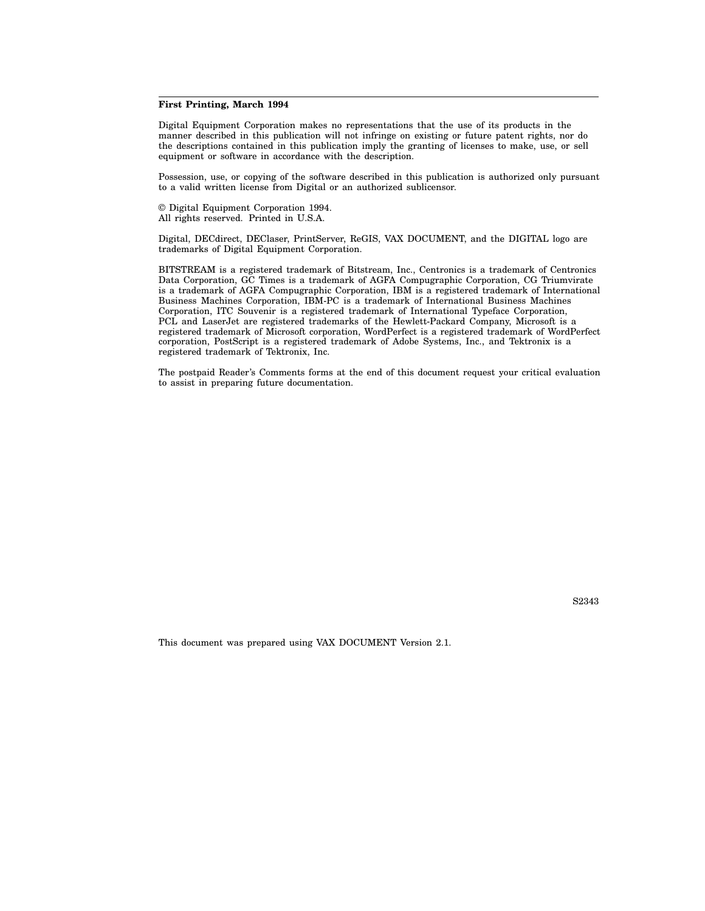**First Printing, March 1994**

Digital Equipment Corporation makes no representations that the use of its products in the manner described in this publication will not infringe on existing or future patent rights, nor do the descriptions contained in this publication imply the granting of licenses to make, use, or sell equipment or software in accordance with the description.

Possession, use, or copying of the software described in this publication is authorized only pursuant to a valid written license from Digital or an authorized sublicensor.

© Digital Equipment Corporation 1994.
All rights reserved. Printed in U.S.A.

Digital, DECdirect, DEClaser, PrintServer, ReGIS, VAX DOCUMENT, and the DIGITAL logo are trademarks of Digital Equipment Corporation.

BITSTREAM is a registered trademark of Bitstream, Inc., Centronics is a trademark of Centronics Data Corporation, GC Times is a trademark of AGFA Compugraphic Corporation, CG Triumvirate is a trademark of AGFA Compugraphic Corporation, IBM is a registered trademark of International Business Machines Corporation, IBM-PC is a trademark of International Business Machines Corporation, ITC Souvenir is a registered trademark of International Typeface Corporation, PCL and LaserJet are registered trademarks of the Hewlett-Packard Company, Microsoft is a registered trademark of Microsoft corporation, WordPerfect is a registered trademark of WordPerfect corporation, PostScript is a registered trademark of Adobe Systems, Inc., and Tektronix is a registered trademark of Tektronix, Inc.

The postpaid Reader's Comments forms at the end of this document request your critical evaluation to assist in preparing future documentation.

S2343

This document was prepared using VAX DOCUMENT Version 2.1.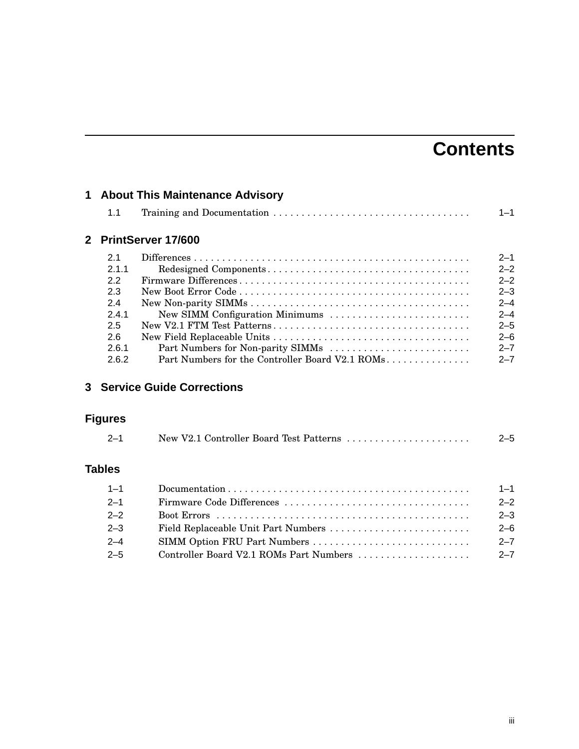# Contents

## 1 About This Maintenance Advisory

| | | |
|---|---|---|
| 1.1 | Training and Documentation | 1–1 |

## 2 PrintServer 17/600

| | | |
|---|---|---|
| 2.1 | Differences | 2–1 |
| 2.1.1 | Redesigned Components | 2–2 |
| 2.2 | Firmware Differences | 2–2 |
| 2.3 | New Boot Error Code | 2–3 |
| 2.4 | New Non-parity SIMMs | 2–4 |
| 2.4.1 | New SIMM Configuration Minimums | 2–4 |
| 2.5 | New V2.1 FTM Test Patterns | 2–5 |
| 2.6 | New Field Replaceable Units | 2–6 |
| 2.6.1 | Part Numbers for Non-parity SIMMs | 2–7 |
| 2.6.2 | Part Numbers for the Controller Board V2.1 ROMs | 2–7 |

## 3 Service Guide Corrections

## Figures

| | | |
|---|---|---|
| 2–1 | New V2.1 Controller Board Test Patterns | 2–5 |

## Tables

| | | |
|---|---|---|
| 1–1 | Documentation | 1–1 |
| 2–1 | Firmware Code Differences | 2–2 |
| 2–2 | Boot Errors | 2–3 |
| 2–3 | Field Replaceable Unit Part Numbers | 2–6 |
| 2–4 | SIMM Option FRU Part Numbers | 2–7 |
| 2–5 | Controller Board V2.1 ROMs Part Numbers | 2–7 |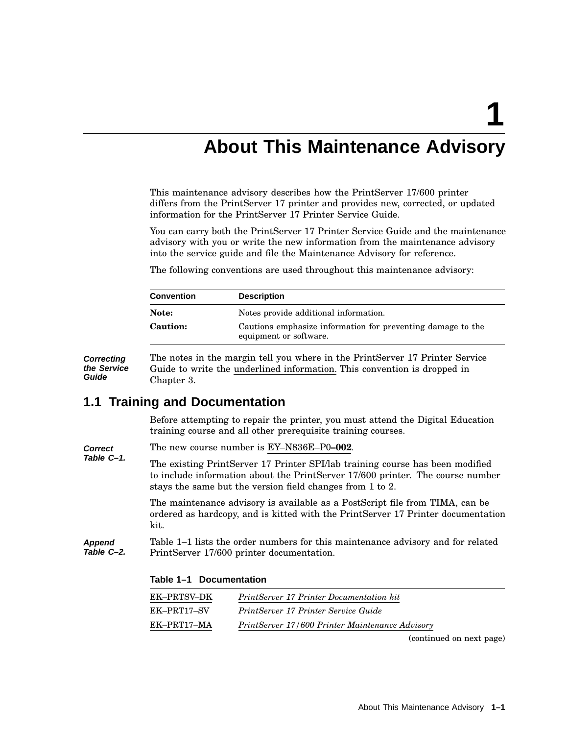# 1 About This Maintenance Advisory

This maintenance advisory describes how the PrintServer 17/600 printer differs from the PrintServer 17 printer and provides new, corrected, or updated information for the PrintServer 17 Printer Service Guide.

You can carry both the PrintServer 17 Printer Service Guide and the maintenance advisory with you or write the new information from the maintenance advisory into the service guide and file the Maintenance Advisory for reference.

The following conventions are used throughout this maintenance advisory:

| Convention | Description |
|---|---|
| **Note:** | Notes provide additional information. |
| **Caution:** | Cautions emphasize information for preventing damage to the equipment or software. |

***Correcting the Service Guide***

The notes in the margin tell you where in the PrintServer 17 Printer Service Guide to write the underlined information. This convention is dropped in Chapter 3.

## 1.1 Training and Documentation

Before attempting to repair the printer, you must attend the Digital Education training course and all other prerequisite training courses.

***Correct Table C–1.***

The new course number is EY–N836E–P0**–002**.

The existing PrintServer 17 Printer SPI/lab training course has been modified to include information about the PrintServer 17/600 printer. The course number stays the same but the version field changes from 1 to 2.

The maintenance advisory is available as a PostScript file from TIMA, can be ordered as hardcopy, and is kitted with the PrintServer 17 Printer documentation kit.

***Append Table C–2.***

Table 1–1 lists the order numbers for this maintenance advisory and for related PrintServer 17/600 printer documentation.

**Table 1–1 Documentation**

| | |
|---|---|
| EK–PRTSV–DK | *PrintServer 17 Printer Documentation kit* |
| EK–PRT17–SV | *PrintServer 17 Printer Service Guide* |
| EK–PRT17–MA | *PrintServer 17/600 Printer Maintenance Advisory* |

(continued on next page)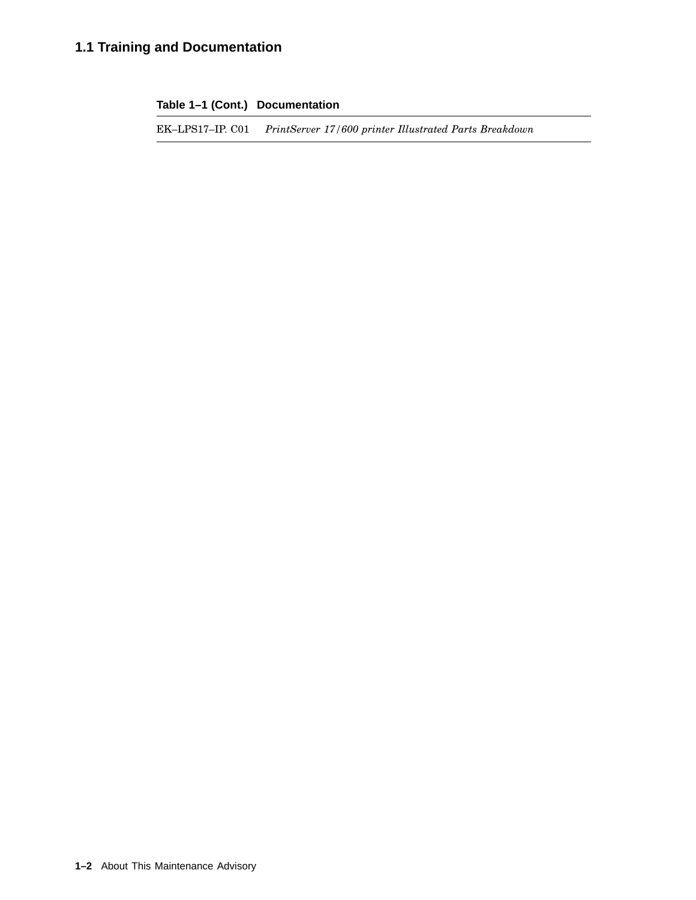## 1.1 Training and Documentation

**Table 1–1 (Cont.) Documentation**

| | |
|---|---|
| EK–LPS17–IP. C01 | *PrintServer 17/600 printer Illustrated Parts Breakdown* |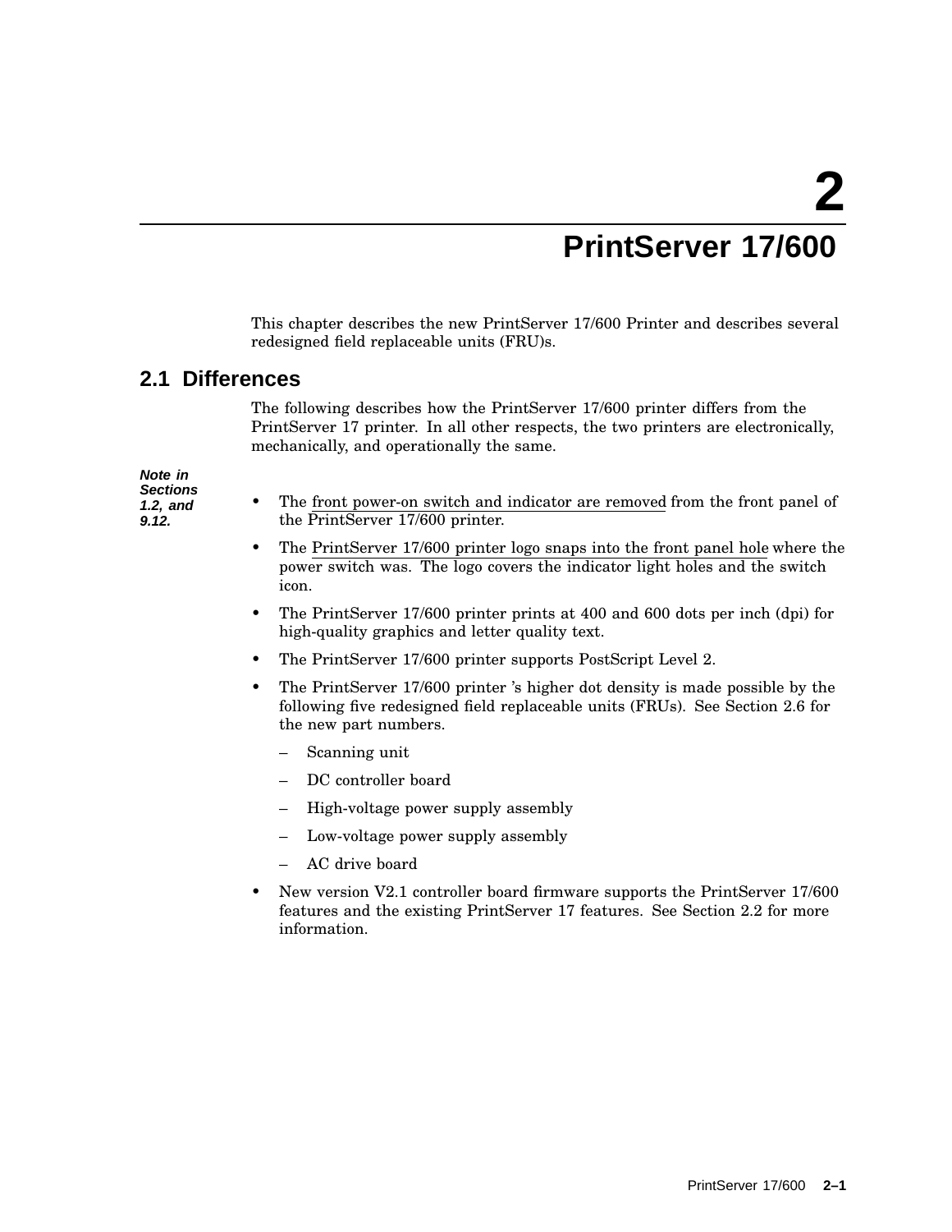# 2 PrintServer 17/600

This chapter describes the new PrintServer 17/600 Printer and describes several redesigned field replaceable units (FRU)s.

## 2.1 Differences

The following describes how the PrintServer 17/600 printer differs from the PrintServer 17 printer. In all other respects, the two printers are electronically, mechanically, and operationally the same.

***Note in Sections 1.2, and 9.12.***

- The front power-on switch and indicator are removed from the front panel of the PrintServer 17/600 printer.
- The PrintServer 17/600 printer logo snaps into the front panel hole where the power switch was. The logo covers the indicator light holes and the switch icon.
- The PrintServer 17/600 printer prints at 400 and 600 dots per inch (dpi) for high-quality graphics and letter quality text.
- The PrintServer 17/600 printer supports PostScript Level 2.
- The PrintServer 17/600 printer 's higher dot density is made possible by the following five redesigned field replaceable units (FRUs). See Section 2.6 for the new part numbers.
  - Scanning unit
  - DC controller board
  - High-voltage power supply assembly
  - Low-voltage power supply assembly
  - AC drive board
- New version V2.1 controller board firmware supports the PrintServer 17/600 features and the existing PrintServer 17 features. See Section 2.2 for more information.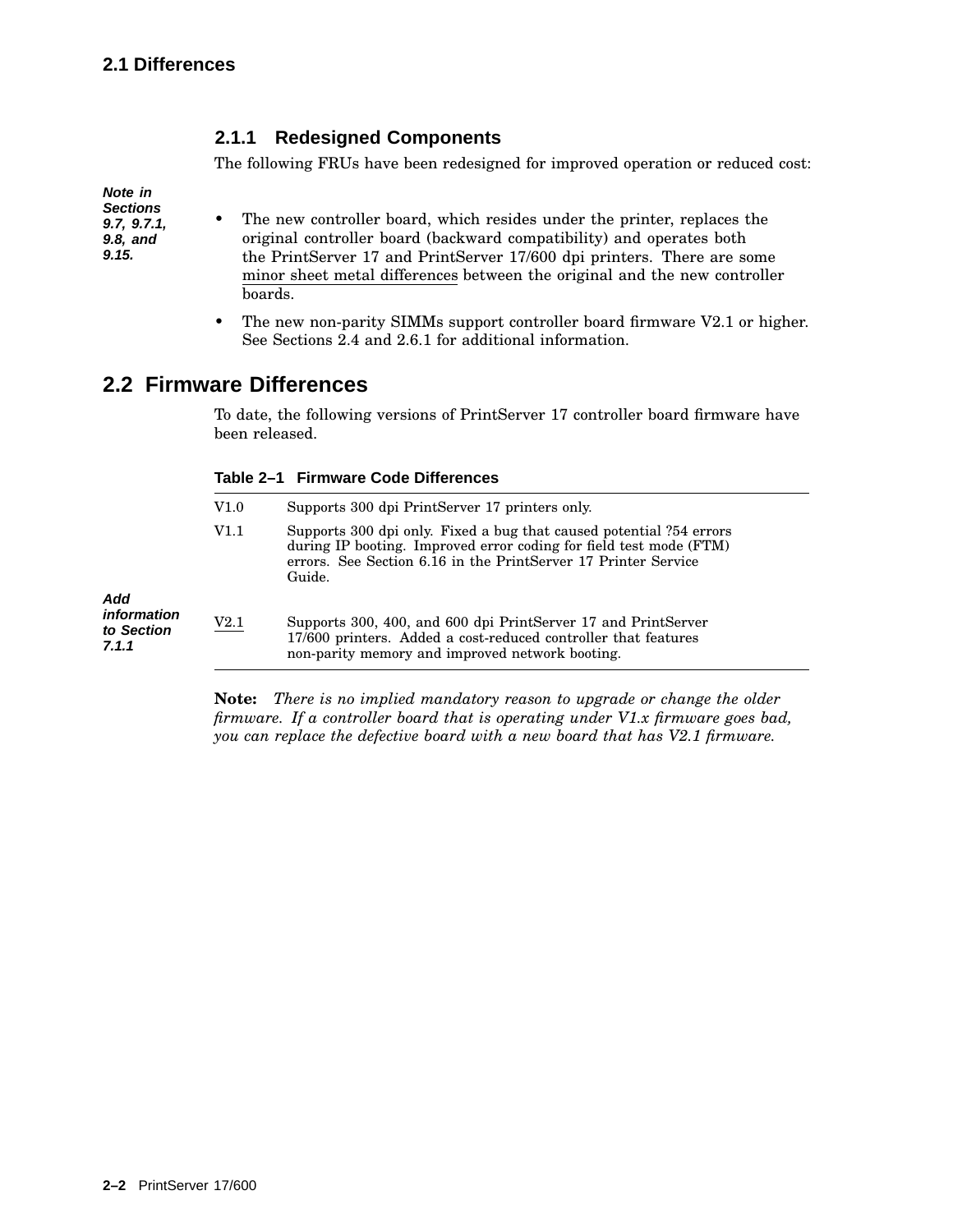## 2.1 Differences

### 2.1.1 Redesigned Components

The following FRUs have been redesigned for improved operation or reduced cost:

***Note in Sections 9.7, 9.7.1, 9.8, and 9.15.***

- The new controller board, which resides under the printer, replaces the original controller board (backward compatibility) and operates both the PrintServer 17 and PrintServer 17/600 dpi printers. There are some minor sheet metal differences between the original and the new controller boards.
- The new non-parity SIMMs support controller board firmware V2.1 or higher. See Sections 2.4 and 2.6.1 for additional information.

## 2.2 Firmware Differences

To date, the following versions of PrintServer 17 controller board firmware have been released.

**Table 2–1 Firmware Code Differences**

| Version | Description |
|---|---|
| V1.0 | Supports 300 dpi PrintServer 17 printers only. |
| V1.1 | Supports 300 dpi only. Fixed a bug that caused potential ?54 errors during IP booting. Improved error coding for field test mode (FTM) errors. See Section 6.16 in the PrintServer 17 Printer Service Guide. |
| V2.1 | Supports 300, 400, and 600 dpi PrintServer 17 and PrintServer 17/600 printers. Added a cost-reduced controller that features non-parity memory and improved network booting. |

***Add information to Section 7.1.1***

**Note:** *There is no implied mandatory reason to upgrade or change the older firmware. If a controller board that is operating under V1.x firmware goes bad, you can replace the defective board with a new board that has V2.1 firmware.*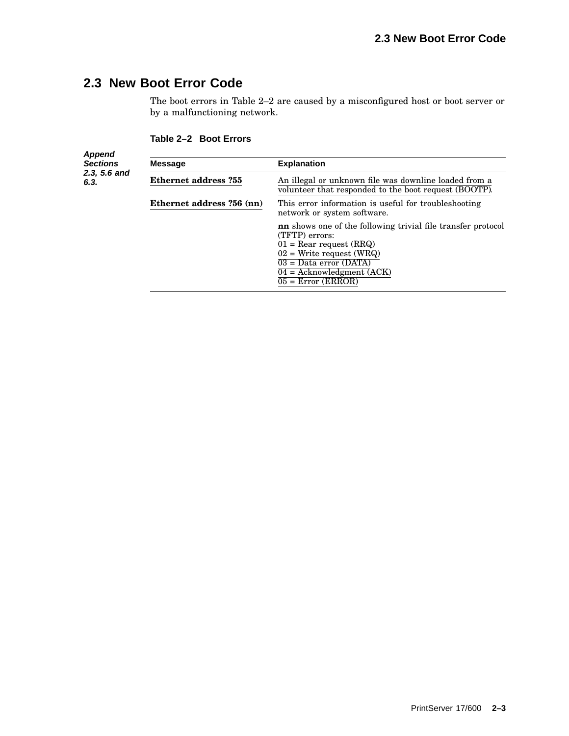## 2.3 New Boot Error Code

The boot errors in Table 2–2 are caused by a misconfigured host or boot server or by a malfunctioning network.

***Append Sections 2.3, 5.6 and 6.3.***

**Table 2–2 Boot Errors**

| Message | Explanation |
|---|---|
| **Ethernet address ?55** | An illegal or unknown file was downline loaded from a volunteer that responded to the boot request (BOOTP). |
| **Ethernet address ?56 (nn)** | This error information is useful for troubleshooting network or system software. |
| | **nn** shows one of the following trivial file transfer protocol (TFTP) errors:<br>01 = Rear request (RRQ)<br>02 = Write request (WRQ)<br>03 = Data error (DATA)<br>04 = Acknowledgment (ACK)<br>05 = Error (ERROR) |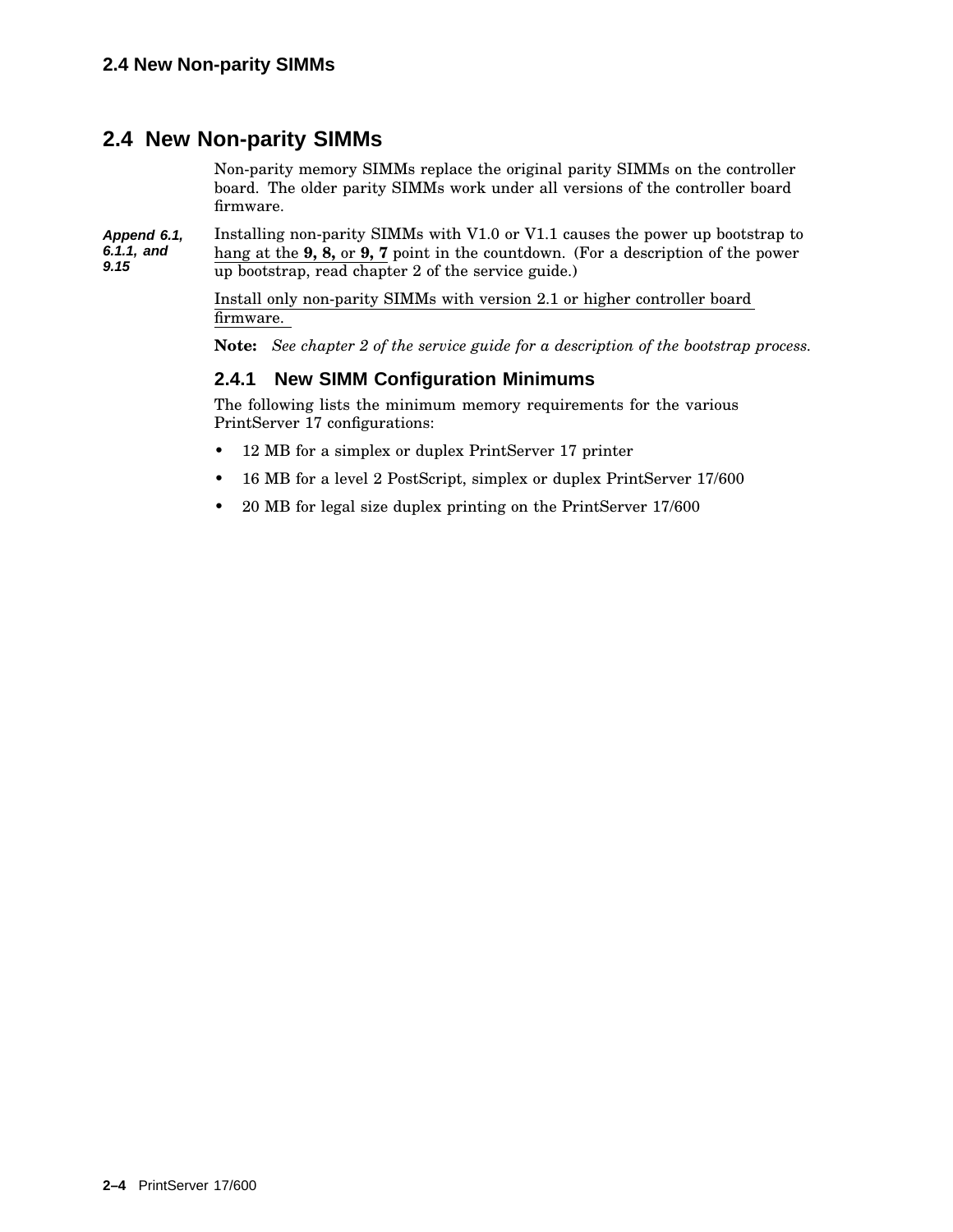## 2.4 New Non-parity SIMMs

Non-parity memory SIMMs replace the original parity SIMMs on the controller board. The older parity SIMMs work under all versions of the controller board firmware.

***Append 6.1, 6.1.1, and 9.15***

Installing non-parity SIMMs with V1.0 or V1.1 causes the power up bootstrap to hang at the **9, 8,** or **9, 7** point in the countdown. (For a description of the power up bootstrap, read chapter 2 of the service guide.)

Install only non-parity SIMMs with version 2.1 or higher controller board firmware.

**Note:** *See chapter 2 of the service guide for a description of the bootstrap process.*

### 2.4.1 New SIMM Configuration Minimums

The following lists the minimum memory requirements for the various PrintServer 17 configurations:

- 12 MB for a simplex or duplex PrintServer 17 printer
- 16 MB for a level 2 PostScript, simplex or duplex PrintServer 17/600
- 20 MB for legal size duplex printing on the PrintServer 17/600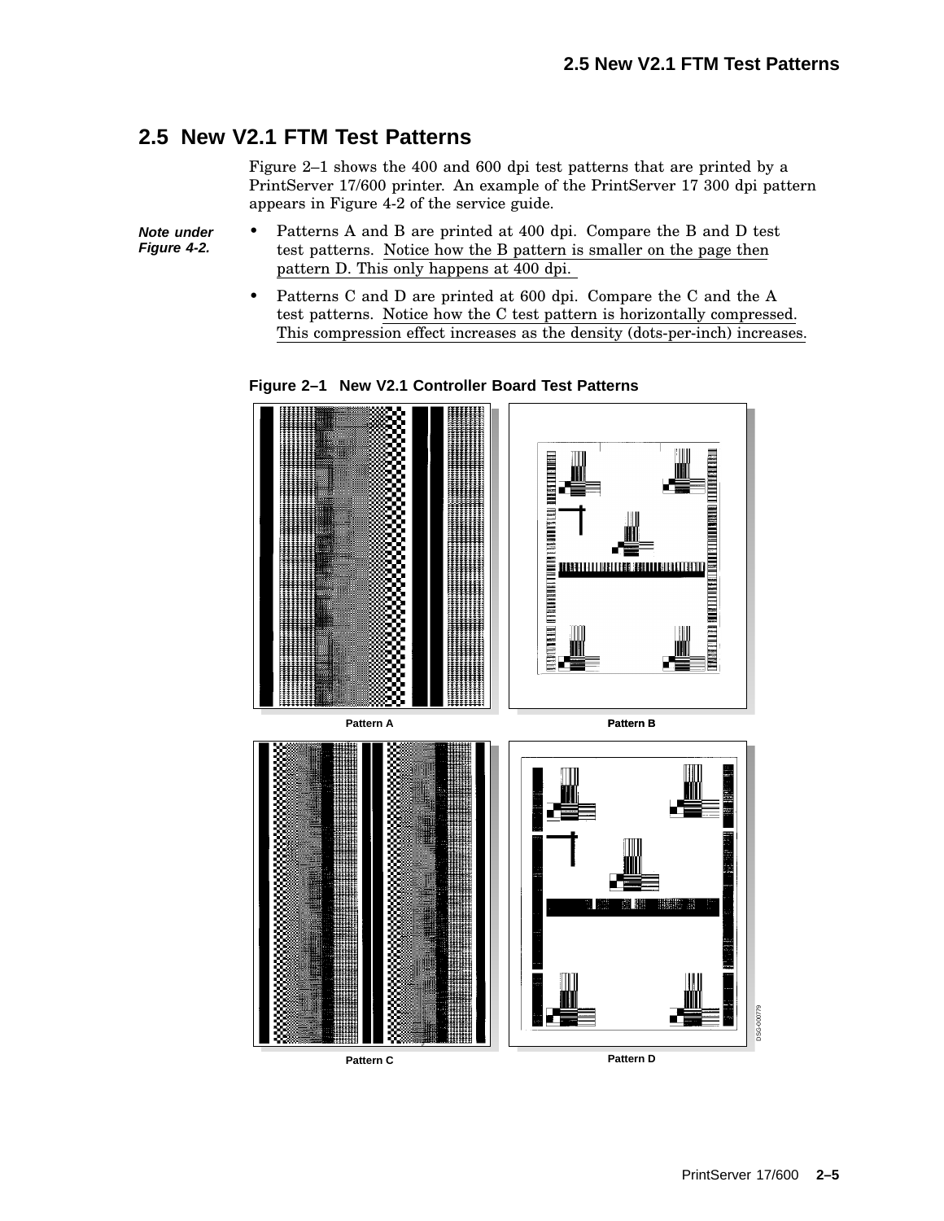## 2.5 New V2.1 FTM Test Patterns

Figure 2–1 shows the 400 and 600 dpi test patterns that are printed by a PrintServer 17/600 printer. An example of the PrintServer 17 300 dpi pattern appears in Figure 4-2 of the service guide.

***Note under Figure 4-2.***

- Patterns A and B are printed at 400 dpi. Compare the B and D test test patterns. Notice how the B pattern is smaller on the page then pattern D. This only happens at 400 dpi.
- Patterns C and D are printed at 600 dpi. Compare the C and the A test patterns. Notice how the C test pattern is horizontally compressed. This compression effect increases as the density (dots-per-inch) increases.

**Figure 2–1 New V2.1 Controller Board Test Patterns**

Pattern A

Pattern B

Pattern C

Pattern D

DSG-000779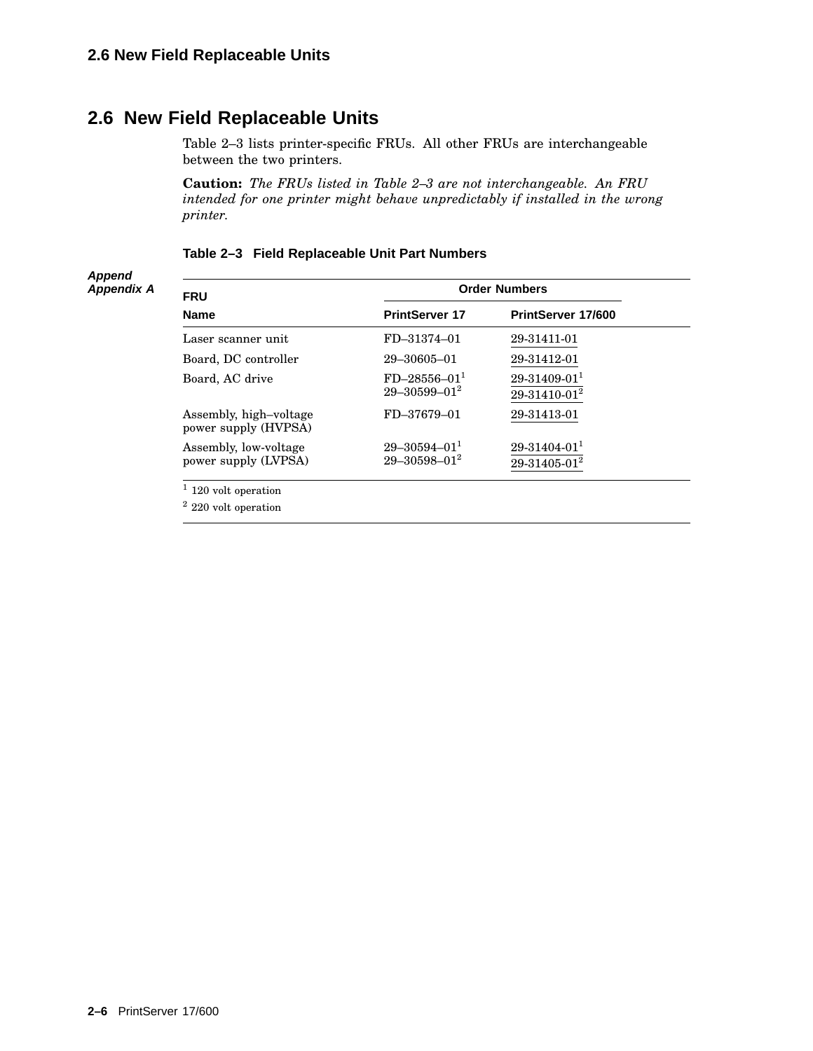## 2.6 New Field Replaceable Units

Table 2–3 lists printer-specific FRUs. All other FRUs are interchangeable between the two printers.

**Caution:** *The FRUs listed in Table 2–3 are not interchangeable. An FRU intended for one printer might behave unpredictably if installed in the wrong printer.*

Append Appendix A

**Table 2–3 Field Replaceable Unit Part Numbers**

| FRU | Order Numbers | |
|---|---|---|
| Name | PrintServer 17 | PrintServer 17/600 |
| Laser scanner unit | FD–31374–01 | 29-31411-01 |
| Board, DC controller | 29–30605–01 | 29-31412-01 |
| Board, AC drive | FD–28556–01[1]<br>29–30599–01[2] | 29-31409-01[1]<br>29-31410-01[2] |
| Assembly, high–voltage power supply (HVPSA) | FD–37679–01 | 29-31413-01 |
| Assembly, low-voltage power supply (LVPSA) | 29–30594–01[1]<br>29–30598–01[2] | 29-31404-01[1]<br>29-31405-01[2] |

[1] 120 volt operation

[2] 220 volt operation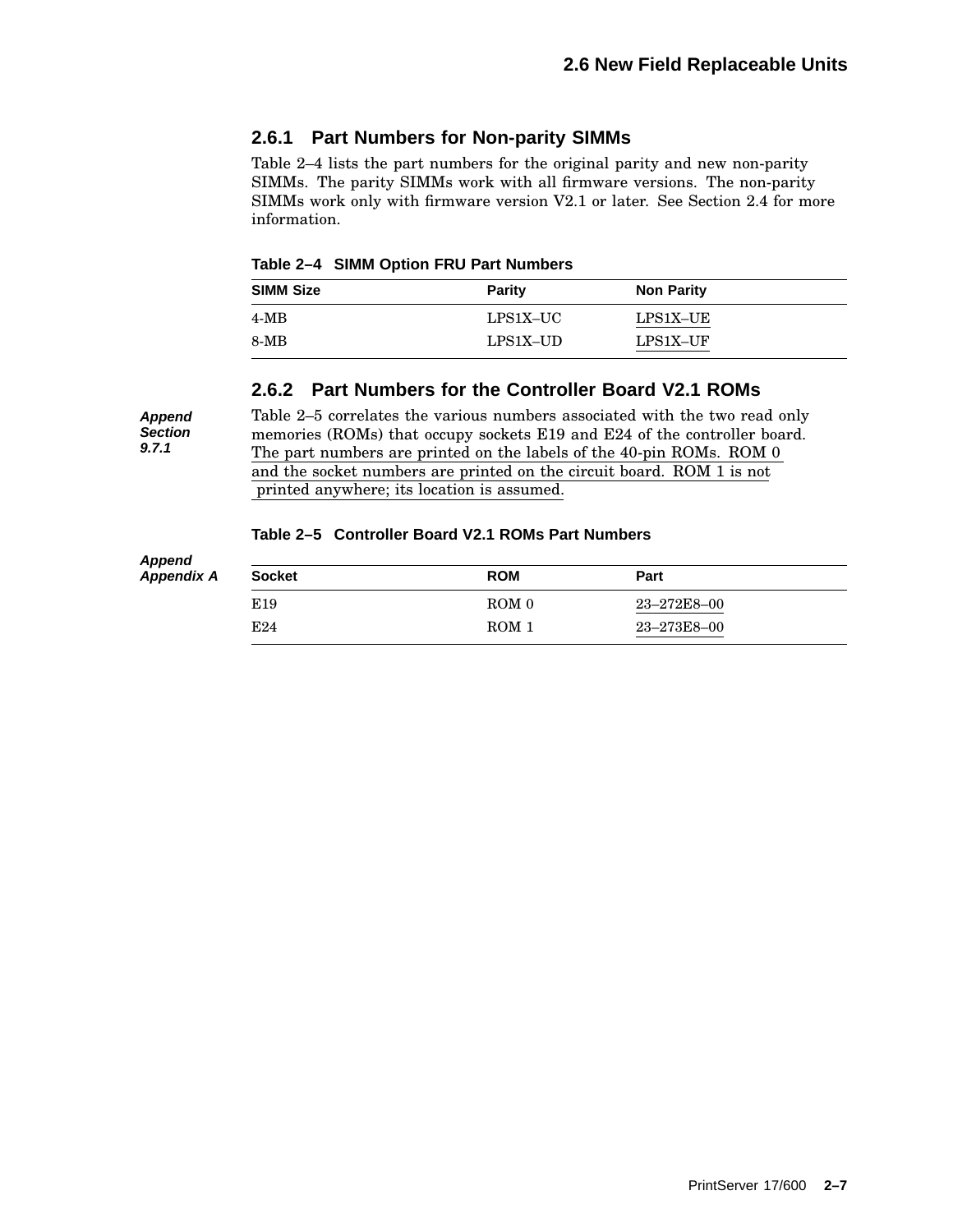## 2.6.1 Part Numbers for Non-parity SIMMs

Table 2–4 lists the part numbers for the original parity and new non-parity SIMMs. The parity SIMMs work with all firmware versions. The non-parity SIMMs work only with firmware version V2.1 or later. See Section 2.4 for more information.

**Table 2–4 SIMM Option FRU Part Numbers**

| SIMM Size | Parity | Non Parity |
|---|---|---|
| 4-MB | LPS1X–UC | LPS1X–UE |
| 8-MB | LPS1X–UD | LPS1X–UF |

## 2.6.2 Part Numbers for the Controller Board V2.1 ROMs

*Append Section 9.7.1*

Table 2–5 correlates the various numbers associated with the two read only memories (ROMs) that occupy sockets E19 and E24 of the controller board. The part numbers are printed on the labels of the 40-pin ROMs. ROM 0 and the socket numbers are printed on the circuit board. ROM 1 is not printed anywhere; its location is assumed.

**Table 2–5 Controller Board V2.1 ROMs Part Numbers**

*Append Appendix A*

| Socket | ROM | Part |
|---|---|---|
| E19 | ROM 0 | 23–272E8–00 |
| E24 | ROM 1 | 23–273E8–00 |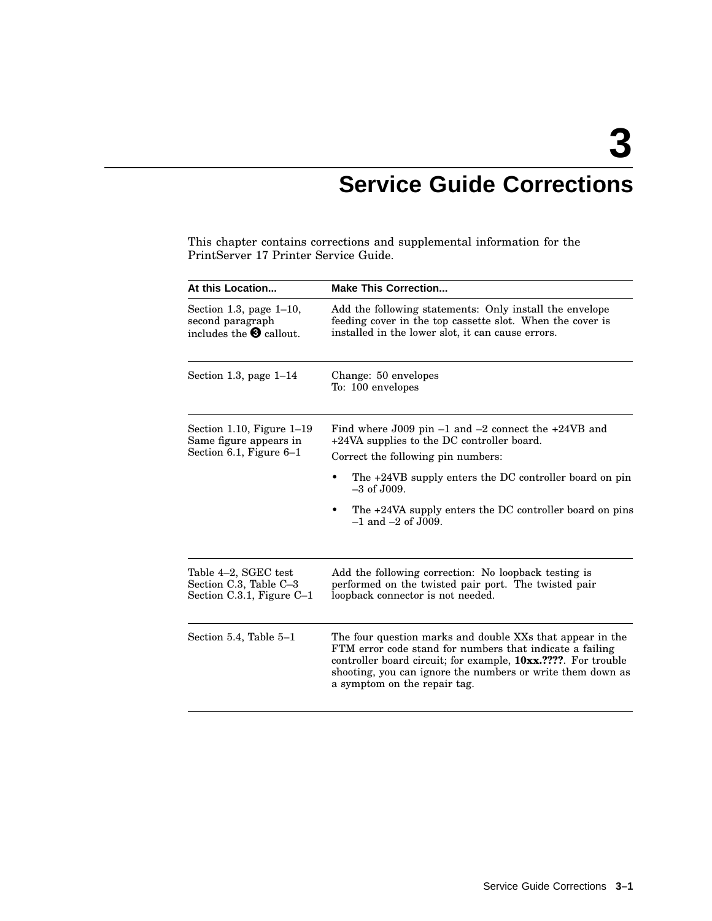# 3 Service Guide Corrections

This chapter contains corrections and supplemental information for the PrintServer 17 Printer Service Guide.

| At this Location... | Make This Correction... |
|---|---|
| Section 1.3, page 1–10, second paragraph includes the ❸ callout. | Add the following statements: Only install the envelope feeding cover in the top cassette slot. When the cover is installed in the lower slot, it can cause errors. |
| Section 1.3, page 1–14 | Change: 50 envelopes<br>To: 100 envelopes |
| Section 1.10, Figure 1–19<br>Same figure appears in Section 6.1, Figure 6–1 | Find where J009 pin –1 and –2 connect the +24VB and +24VA supplies to the DC controller board.<br>Correct the following pin numbers:<br>• The +24VB supply enters the DC controller board on pin –3 of J009.<br>• The +24VA supply enters the DC controller board on pins –1 and –2 of J009. |
| Table 4–2, SGEC test<br>Section C.3, Table C–3<br>Section C.3.1, Figure C–1 | Add the following correction: No loopback testing is performed on the twisted pair port. The twisted pair loopback connector is not needed. |
| Section 5.4, Table 5–1 | The four question marks and double XXs that appear in the FTM error code stand for numbers that indicate a failing controller board circuit; for example, **10xx.????**. For trouble shooting, you can ignore the numbers or write them down as a symptom on the repair tag. |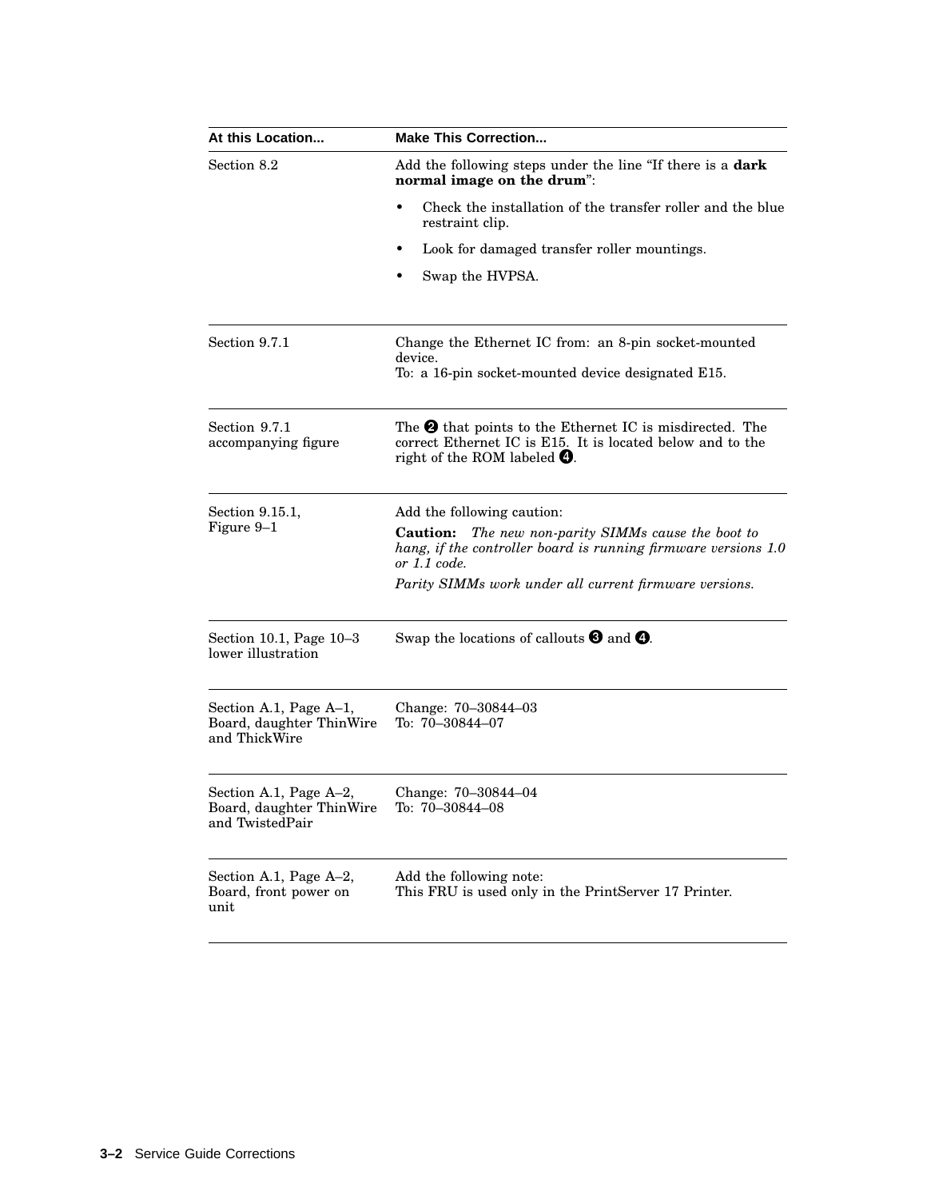| At this Location... | Make This Correction... |
|---|---|
| Section 8.2 | Add the following steps under the line “If there is a **dark normal image on the drum**”:<br>• Check the installation of the transfer roller and the blue restraint clip.<br>• Look for damaged transfer roller mountings.<br>• Swap the HVPSA. |
| Section 9.7.1 | Change the Ethernet IC from: an 8-pin socket-mounted device.<br>To: a 16-pin socket-mounted device designated E15. |
| Section 9.7.1 accompanying figure | The ❷ that points to the Ethernet IC is misdirected. The correct Ethernet IC is E15. It is located below and to the right of the ROM labeled ❹. |
| Section 9.15.1, Figure 9–1 | Add the following caution:<br>**Caution:** *The new non-parity SIMMs cause the boot to hang, if the controller board is running firmware versions 1.0 or 1.1 code.*<br>*Parity SIMMs work under all current firmware versions.* |
| Section 10.1, Page 10–3 lower illustration | Swap the locations of callouts ❸ and ❹. |
| Section A.1, Page A–1, Board, daughter ThinWire and ThickWire | Change: 70–30844–03<br>To: 70–30844–07 |
| Section A.1, Page A–2, Board, daughter ThinWire and TwistedPair | Change: 70–30844–04<br>To: 70–30844–08 |
| Section A.1, Page A–2, Board, front power on unit | Add the following note:<br>This FRU is used only in the PrintServer 17 Printer. |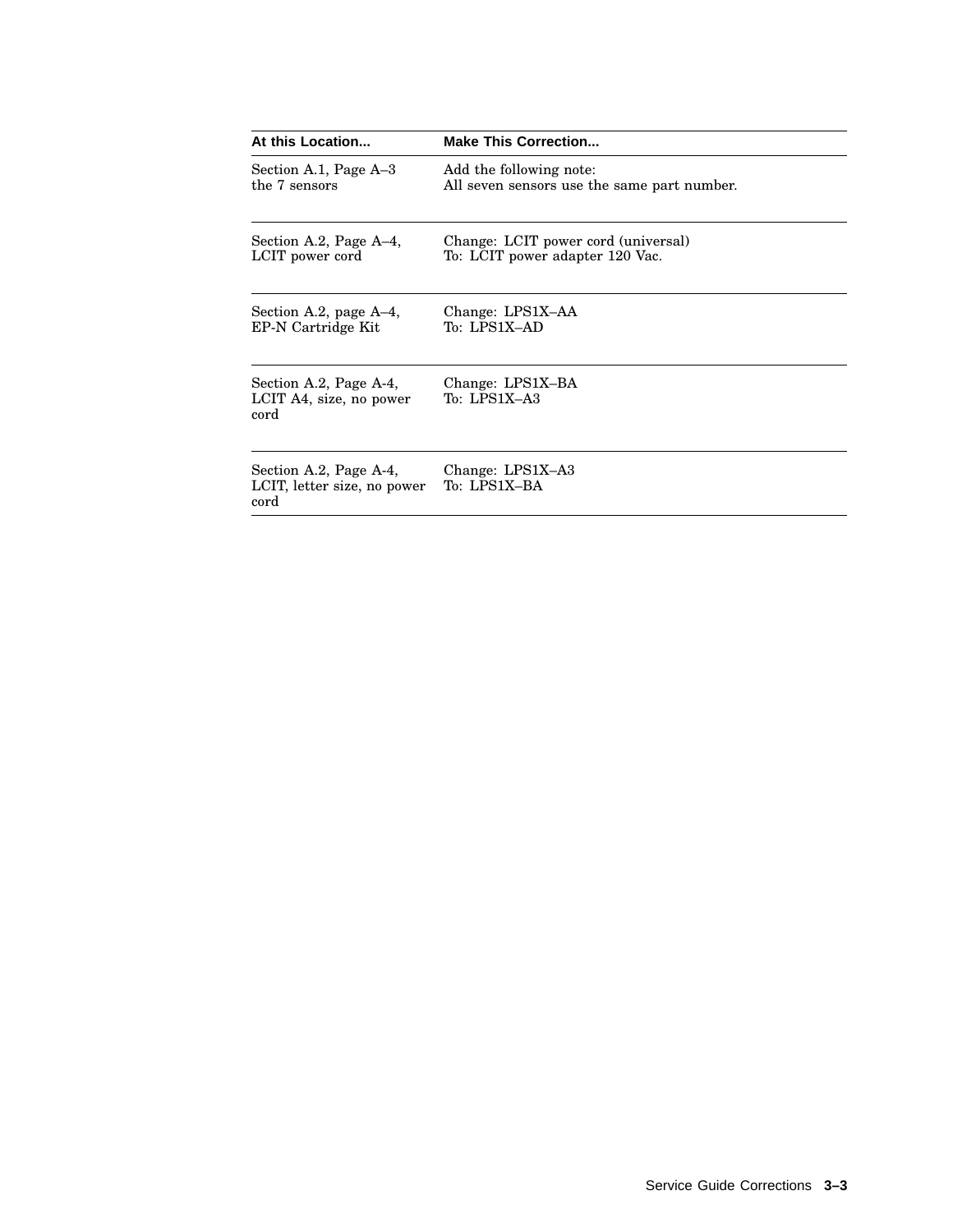| At this Location... | Make This Correction... |
|---|---|
| Section A.1, Page A–3 the 7 sensors | Add the following note: All seven sensors use the same part number. |
| Section A.2, Page A–4, LCIT power cord | Change: LCIT power cord (universal) To: LCIT power adapter 120 Vac. |
| Section A.2, page A–4, EP-N Cartridge Kit | Change: LPS1X–AA To: LPS1X–AD |
| Section A.2, Page A-4, LCIT A4, size, no power cord | Change: LPS1X–BA To: LPS1X–A3 |
| Section A.2, Page A-4, LCIT, letter size, no power cord | Change: LPS1X–A3 To: LPS1X–BA |